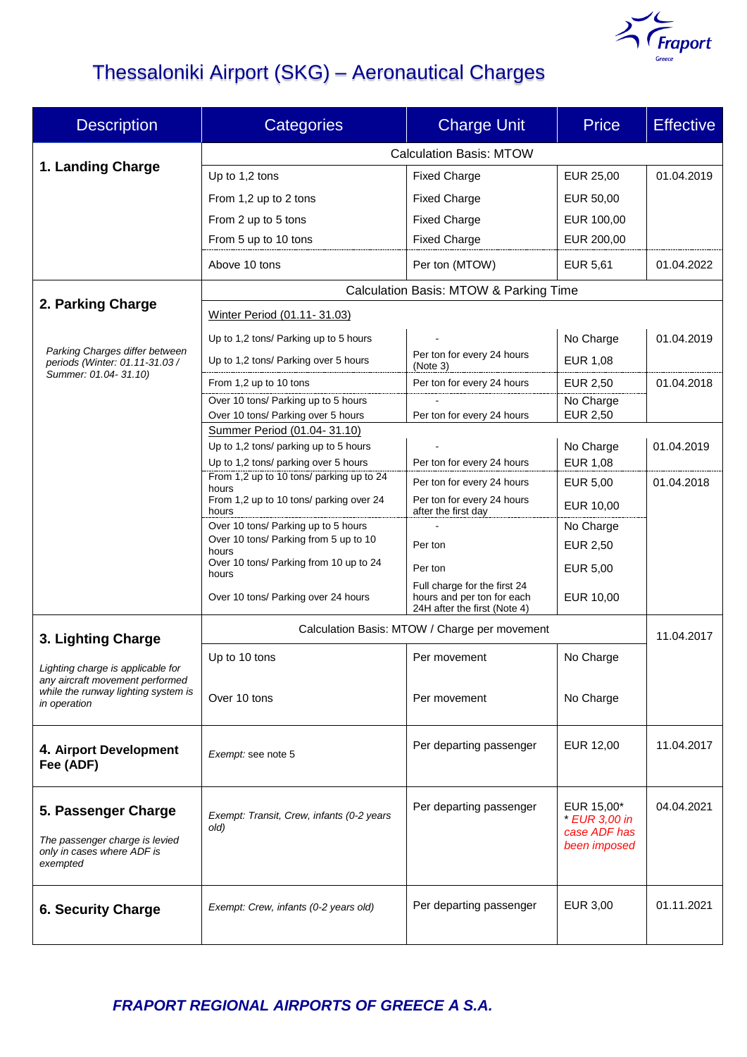# Thessaloniki Airport (SKG) – Aeronautical Charges

| Description | Categories | Charge Unit | Price | Effective |
|---|---|---|---|---|
| **1. Landing Charge** | Calculation Basis: MTOW | | | |
| | Up to 1,2 tons | Fixed Charge | EUR 25,00 | 01.04.2019 |
| | From 1,2 up to 2 tons | Fixed Charge | EUR 50,00 | |
| | From 2 up to 5 tons | Fixed Charge | EUR 100,00 | |
| | From 5 up to 10 tons | Fixed Charge | EUR 200,00 | |
| | Above 10 tons | Per ton (MTOW) | EUR 5,61 | 01.04.2022 |
| **2. Parking Charge**<br>*Parking Charges differ between periods (Winter: 01.11-31.03 / Summer: 01.04- 31.10)* | Calculation Basis: MTOW & Parking Time | | | |
| | Winter Period (01.11- 31.03) | | | |
| | Up to 1,2 tons/ Parking up to 5 hours | - | No Charge | 01.04.2019 |
| | Up to 1,2 tons/ Parking over 5 hours | Per ton for every 24 hours (Note 3) | EUR 1,08 | |
| | From 1,2 up to 10 tons | Per ton for every 24 hours | EUR 2,50 | 01.04.2018 |
| | Over 10 tons/ Parking up to 5 hours | - | No Charge | |
| | Over 10 tons/ Parking over 5 hours | Per ton for every 24 hours | EUR 2,50 | |
| | Summer Period (01.04- 31.10) | | | |
| | Up to 1,2 tons/ parking up to 5 hours | - | No Charge | 01.04.2019 |
| | Up to 1,2 tons/ parking over 5 hours | Per ton for every 24 hours | EUR 1,08 | |
| | From 1,2 up to 10 tons/ parking up to 24 hours | Per ton for every 24 hours | EUR 5,00 | 01.04.2018 |
| | From 1,2 up to 10 tons/ parking over 24 hours | Per ton for every 24 hours after the first day | EUR 10,00 | |
| | Over 10 tons/ Parking up to 5 hours | - | No Charge | |
| | Over 10 tons/ Parking from 5 up to 10 hours | Per ton | EUR 2,50 | |
| | Over 10 tons/ Parking from 10 up to 24 hours | Per ton | EUR 5,00 | |
| | Over 10 tons/ Parking over 24 hours | Full charge for the first 24 hours and per ton for each 24H after the first (Note 4) | EUR 10,00 | |
| **3. Lighting Charge**<br>*Lighting charge is applicable for any aircraft movement performed while the runway lighting system is in operation* | Calculation Basis: MTOW / Charge per movement | | | 11.04.2017 |
| | Up to 10 tons | Per movement | No Charge | |
| | Over 10 tons | Per movement | No Charge | |
| **4. Airport Development Fee (ADF)** | *Exempt:* see note 5 | Per departing passenger | EUR 12,00 | 11.04.2017 |
| **5. Passenger Charge**<br>*The passenger charge is levied only in cases where ADF is exempted* | *Exempt: Transit, Crew, infants (0-2 years old)* | Per departing passenger | EUR 15,00*<br>*\* EUR 3,00 in case ADF has been imposed* | 04.04.2021 |
| **6. Security Charge** | *Exempt: Crew, infants (0-2 years old)* | Per departing passenger | EUR 3,00 | 01.11.2021 |

***FRAPORT REGIONAL AIRPORTS OF GREECE A S.A.***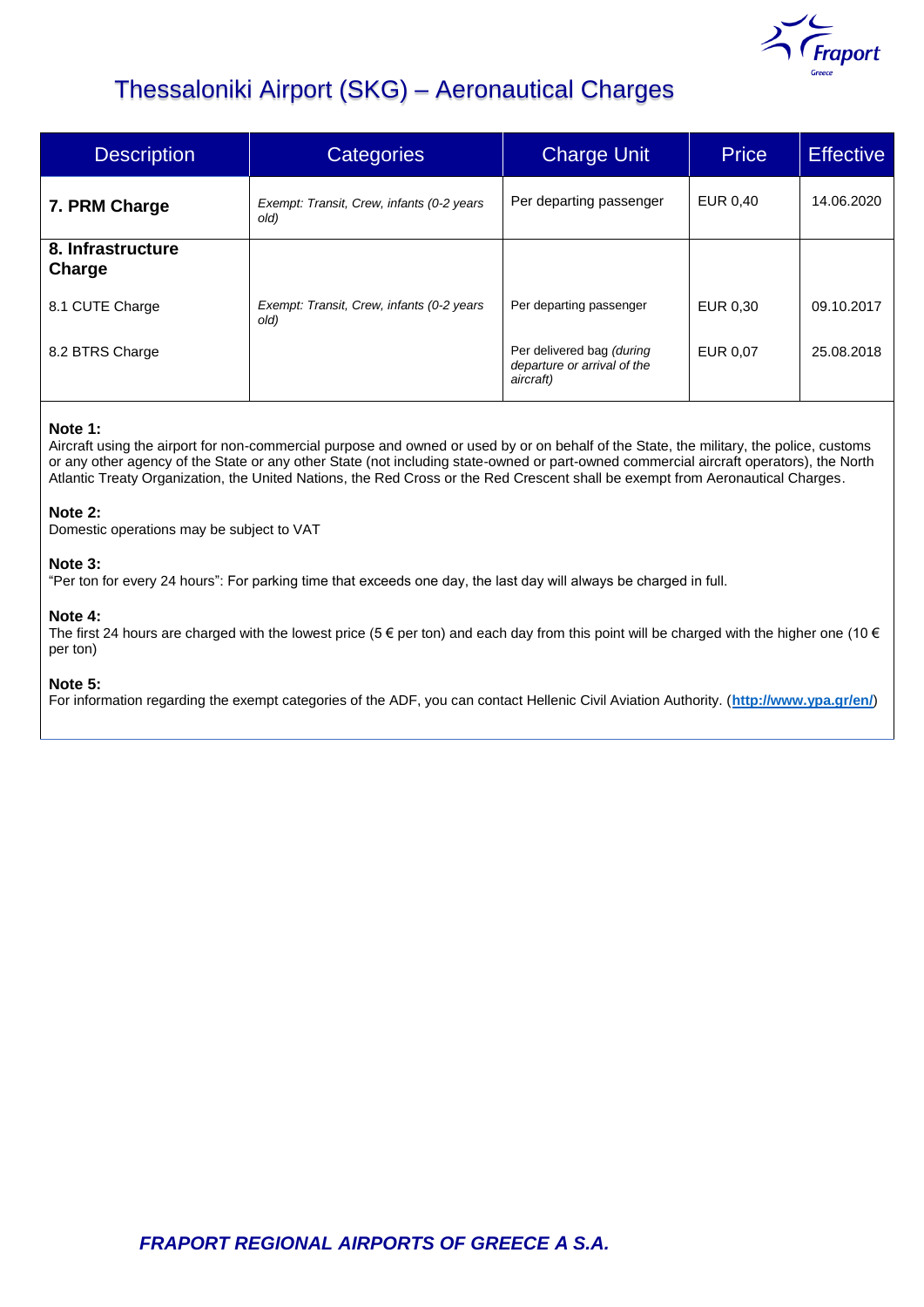# Thessaloniki Airport (SKG) – Aeronautical Charges

| Description | Categories | Charge Unit | Price | Effective |
|---|---|---|---|---|
| **7. PRM Charge** | *Exempt: Transit, Crew, infants (0-2 years old)* | Per departing passenger | EUR 0,40 | 14.06.2020 |
| **8. Infrastructure Charge** | | | | |
| 8.1 CUTE Charge | *Exempt: Transit, Crew, infants (0-2 years old)* | Per departing passenger | EUR 0,30 | 09.10.2017 |
| 8.2 BTRS Charge | | Per delivered bag *(during departure or arrival of the aircraft)* | EUR 0,07 | 25.08.2018 |

**Note 1:**
Aircraft using the airport for non-commercial purpose and owned or used by or on behalf of the State, the military, the police, customs or any other agency of the State or any other State (not including state-owned or part-owned commercial aircraft operators), the North Atlantic Treaty Organization, the United Nations, the Red Cross or the Red Crescent shall be exempt from Aeronautical Charges.

**Note 2:**
Domestic operations may be subject to VAT

**Note 3:**
"Per ton for every 24 hours": For parking time that exceeds one day, the last day will always be charged in full.

**Note 4:**
The first 24 hours are charged with the lowest price (5 € per ton) and each day from this point will be charged with the higher one (10 € per ton)

**Note 5:**
For information regarding the exempt categories of the ADF, you can contact Hellenic Civil Aviation Authority. (**http://www.ypa.gr/en/**)

***FRAPORT REGIONAL AIRPORTS OF GREECE A S.A.***